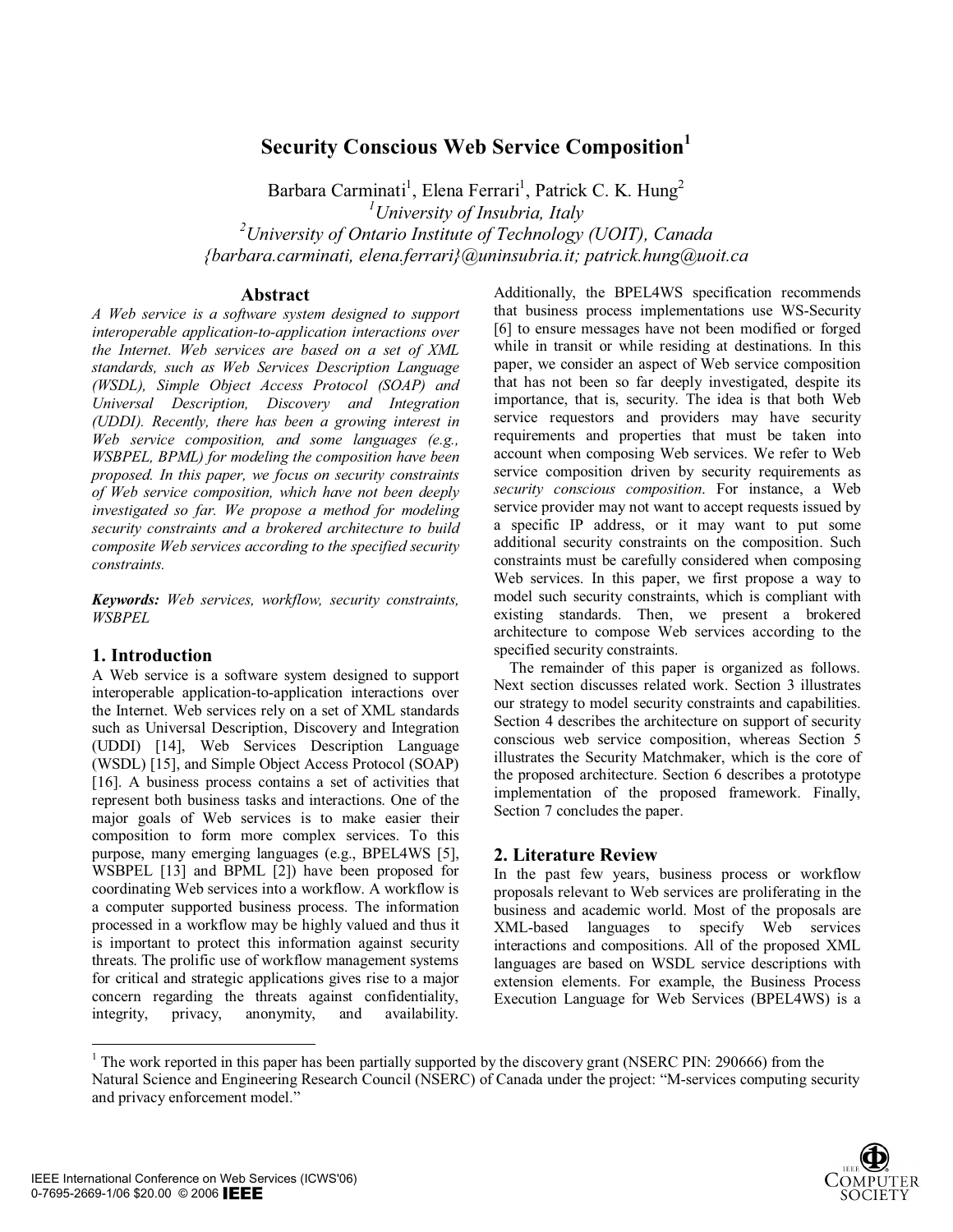# Security Conscious Web Service Composition[1]

Barbara Carminati[1], Elena Ferrari[1], Patrick C. K. Hung[2]

[1]*University of Insubria, Italy*

[2]*University of Ontario Institute of Technology (UOIT), Canada*

*{barbara.carminati, elena.ferrari}@uninsubria.it; patrick.hung@uoit.ca*

## Abstract

*A Web service is a software system designed to support interoperable application-to-application interactions over the Internet. Web services are based on a set of XML standards, such as Web Services Description Language (WSDL), Simple Object Access Protocol (SOAP) and Universal Description, Discovery and Integration (UDDI). Recently, there has been a growing interest in Web service composition, and some languages (e.g., WSBPEL, BPML) for modeling the composition have been proposed. In this paper, we focus on security constraints of Web service composition, which have not been deeply investigated so far. We propose a method for modeling security constraints and a brokered architecture to build composite Web services according to the specified security constraints.*

**Keywords:** *Web services, workflow, security constraints, WSBPEL*

## 1. Introduction

A Web service is a software system designed to support interoperable application-to-application interactions over the Internet. Web services rely on a set of XML standards such as Universal Description, Discovery and Integration (UDDI) [14], Web Services Description Language (WSDL) [15], and Simple Object Access Protocol (SOAP) [16]. A business process contains a set of activities that represent both business tasks and interactions. One of the major goals of Web services is to make easier their composition to form more complex services. To this purpose, many emerging languages (e.g., BPEL4WS [5], WSBPEL [13] and BPML [2]) have been proposed for coordinating Web services into a workflow. A workflow is a computer supported business process. The information processed in a workflow may be highly valued and thus it is important to protect this information against security threats. The prolific use of workflow management systems for critical and strategic applications gives rise to a major concern regarding the threats against confidentiality, integrity, privacy, anonymity, and availability. Additionally, the BPEL4WS specification recommends that business process implementations use WS-Security [6] to ensure messages have not been modified or forged while in transit or while residing at destinations. In this paper, we consider an aspect of Web service composition that has not been so far deeply investigated, despite its importance, that is, security. The idea is that both Web service requestors and providers may have security requirements and properties that must be taken into account when composing Web services. We refer to Web service composition driven by security requirements as *security conscious composition*. For instance, a Web service provider may not want to accept requests issued by a specific IP address, or it may want to put some additional security constraints on the composition. Such constraints must be carefully considered when composing Web services. In this paper, we first propose a way to model such security constraints, which is compliant with existing standards. Then, we present a brokered architecture to compose Web services according to the specified security constraints.

The remainder of this paper is organized as follows. Next section discusses related work. Section 3 illustrates our strategy to model security constraints and capabilities. Section 4 describes the architecture on support of security conscious web service composition, whereas Section 5 illustrates the Security Matchmaker, which is the core of the proposed architecture. Section 6 describes a prototype implementation of the proposed framework. Finally, Section 7 concludes the paper.

## 2. Literature Review

In the past few years, business process or workflow proposals relevant to Web services are proliferating in the business and academic world. Most of the proposals are XML-based languages to specify Web services interactions and compositions. All of the proposed XML languages are based on WSDL service descriptions with extension elements. For example, the Business Process Execution Language for Web Services (BPEL4WS) is a

[1] The work reported in this paper has been partially supported by the discovery grant (NSERC PIN: 290666) from the Natural Science and Engineering Research Council (NSERC) of Canada under the project: "M-services computing security and privacy enforcement model."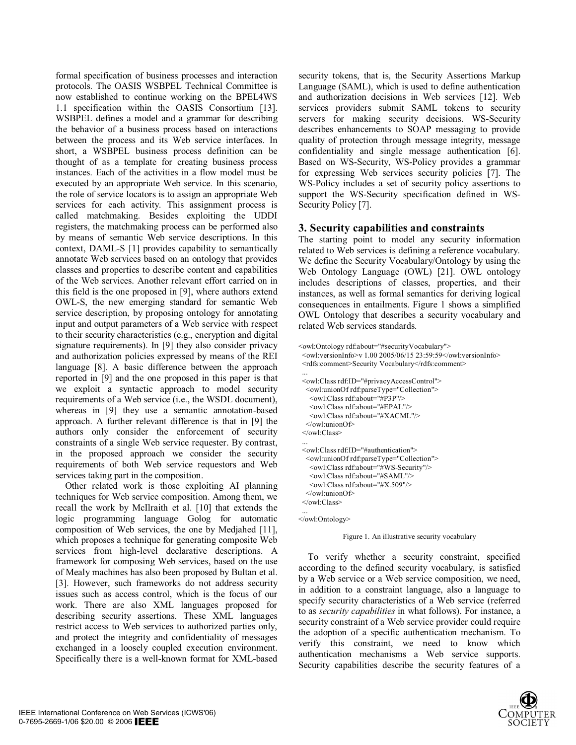formal specification of business processes and interaction protocols. The OASIS WSBPEL Technical Committee is now established to continue working on the BPEL4WS 1.1 specification within the OASIS Consortium [13]. WSBPEL defines a model and a grammar for describing the behavior of a business process based on interactions between the process and its Web service interfaces. In short, a WSBPEL business process definition can be thought of as a template for creating business process instances. Each of the activities in a flow model must be executed by an appropriate Web service. In this scenario, the role of service locators is to assign an appropriate Web services for each activity. This assignment process is called matchmaking. Besides exploiting the UDDI registers, the matchmaking process can be performed also by means of semantic Web service descriptions. In this context, DAML-S [1] provides capability to semantically annotate Web services based on an ontology that provides classes and properties to describe content and capabilities of the Web services. Another relevant effort carried on in this field is the one proposed in [9], where authors extend OWL-S, the new emerging standard for semantic Web service description, by proposing ontology for annotating input and output parameters of a Web service with respect to their security characteristics (e.g., encryption and digital signature requirements). In [9] they also consider privacy and authorization policies expressed by means of the REI language [8]. A basic difference between the approach reported in [9] and the one proposed in this paper is that we exploit a syntactic approach to model security requirements of a Web service (i.e., the WSDL document), whereas in [9] they use a semantic annotation-based approach. A further relevant difference is that in [9] the authors only consider the enforcement of security constraints of a single Web service requester. By contrast, in the proposed approach we consider the security requirements of both Web service requestors and Web services taking part in the composition.

Other related work is those exploiting AI planning techniques for Web service composition. Among them, we recall the work by McIlraith et al. [10] that extends the logic programming language Golog for automatic composition of Web services, the one by Medjahed [11], which proposes a technique for generating composite Web services from high-level declarative descriptions. A framework for composing Web services, based on the use of Mealy machines has also been proposed by Bultan et al. [3]. However, such frameworks do not address security issues such as access control, which is the focus of our work. There are also XML languages proposed for describing security assertions. These XML languages restrict access to Web services to authorized parties only, and protect the integrity and confidentiality of messages exchanged in a loosely coupled execution environment. Specifically there is a well-known format for XML-based security tokens, that is, the Security Assertions Markup Language (SAML), which is used to define authentication and authorization decisions in Web services [12]. Web services providers submit SAML tokens to security servers for making security decisions. WS-Security describes enhancements to SOAP messaging to provide quality of protection through message integrity, message confidentiality and single message authentication [6]. Based on WS-Security, WS-Policy provides a grammar for expressing Web services security policies [7]. The WS-Policy includes a set of security policy assertions to support the WS-Security specification defined in WS-Security Policy [7].

## 3. Security capabilities and constraints

The starting point to model any security information related to Web services is defining a reference vocabulary. We define the Security Vocabulary/Ontology by using the Web Ontology Language (OWL) [21]. OWL ontology includes descriptions of classes, properties, and their instances, as well as formal semantics for deriving logical consequences in entailments. Figure 1 shows a simplified OWL Ontology that describes a security vocabulary and related Web services standards.

```
<owl:Ontology rdf:about="#securityVocabulary">
  <owl:versionInfo>v 1.00 2005/06/15 23:59:59</owl:versionInfo>
  <rdfs:comment>Security Vocabulary</rdfs:comment>
  ...
  <owl:Class rdf:ID="#privacyAccessControl">
    <owl:unionOf rdf:parseType="Collection">
      <owl:Class rdf:about="#P3P"/>
      <owl:Class rdf:about="#EPAL"/>
      <owl:Class rdf:about="#XACML"/>
    </owl:unionOf>
  </owl:Class>
  ...
  <owl:Class rdf:ID="#authentication">
    <owl:unionOf rdf:parseType="Collection">
      <owl:Class rdf:about="#WS-Security"/>
      <owl:Class rdf:about="#SAML"/>
      <owl:Class rdf:about="#X.509"/>
    </owl:unionOf>
  </owl:Class>
  ...
</owl:Ontology>
```

Figure 1. An illustrative security vocabulary

To verify whether a security constraint, specified according to the defined security vocabulary, is satisfied by a Web service or a Web service composition, we need, in addition to a constraint language, also a language to specify security characteristics of a Web service (referred to as *security capabilities* in what follows). For instance, a security constraint of a Web service provider could require the adoption of a specific authentication mechanism. To verify this constraint, we need to know which authentication mechanisms a Web service supports. Security capabilities describe the security features of a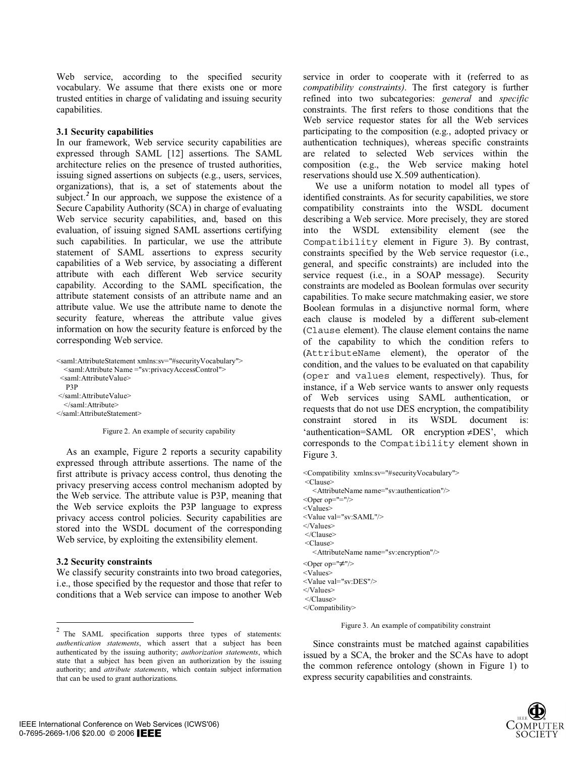Web service, according to the specified security vocabulary. We assume that there exists one or more trusted entities in charge of validating and issuing security capabilities.

### 3.1 Security capabilities

In our framework, Web service security capabilities are expressed through SAML [12] assertions. The SAML architecture relies on the presence of trusted authorities, issuing signed assertions on subjects (e.g., users, services, organizations), that is, a set of statements about the subject.[2] In our approach, we suppose the existence of a Secure Capability Authority (SCA) in charge of evaluating Web service security capabilities, and, based on this evaluation, of issuing signed SAML assertions certifying such capabilities. In particular, we use the attribute statement of SAML assertions to express security capabilities of a Web service, by associating a different attribute with each different Web service security capability. According to the SAML specification, the attribute statement consists of an attribute name and an attribute value. We use the attribute name to denote the security feature, whereas the attribute value gives information on how the security feature is enforced by the corresponding Web service.

```
<saml:AttributeStatement xmlns:sv="#securityVocabulary">
   <saml:Attribute Name ="sv:privacyAccessControl">
  <saml:AttributeValue>
    P3P
  </saml:AttributeValue>
   </saml:Attribute>
</saml:AttributeStatement>
```

Figure 2. An example of security capability

As an example, Figure 2 reports a security capability expressed through attribute assertions. The name of the first attribute is privacy access control, thus denoting the privacy preserving access control mechanism adopted by the Web service. The attribute value is P3P, meaning that the Web service exploits the P3P language to express privacy access control policies. Security capabilities are stored into the WSDL document of the corresponding Web service, by exploiting the extensibility element.

### 3.2 Security constraints

We classify security constraints into two broad categories, i.e., those specified by the requestor and those that refer to conditions that a Web service can impose to another Web service in order to cooperate with it (referred to as *compatibility constraints)*. The first category is further refined into two subcategories: *general* and *specific* constraints. The first refers to those conditions that the Web service requestor states for all the Web services participating to the composition (e.g., adopted privacy or authentication techniques), whereas specific constraints are related to selected Web services within the composition (e.g., the Web service making hotel reservations should use X.509 authentication).

We use a uniform notation to model all types of identified constraints. As for security capabilities, we store compatibility constraints into the WSDL document describing a Web service. More precisely, they are stored into the WSDL extensibility element (see the `Compatibility` element in Figure 3). By contrast, constraints specified by the Web service requestor (i.e., general, and specific constraints) are included into the service request (i.e., in a SOAP message). Security constraints are modeled as Boolean formulas over security capabilities. To make secure matchmaking easier, we store Boolean formulas in a disjunctive normal form, where each clause is modeled by a different sub-element (`Clause` element). The clause element contains the name of the capability to which the condition refers to (`AttributeName` element), the operator of the condition, and the values to be evaluated on that capability (`oper` and `values` element, respectively). Thus, for instance, if a Web service wants to answer only requests of Web services using SAML authentication, or requests that do not use DES encryption, the compatibility constraint stored in its WSDL document is: 'authentication=SAML OR encryption ≠DES', which corresponds to the `Compatibility` element shown in Figure 3.

```
<Compatibility  xmlns:sv="#securityVocabulary">
 <Clause>
   <AttributeName name="sv:authentication"/>
<Oper op="="/>
<Values>
<Value val="sv:SAML"/>
</Values>
 </Clause>
 <Clause>
   <AttributeName name="sv:encryption"/>
<Oper op="≠"/>
<Values>
<Value val="sv:DES"/>
</Values>
 </Clause>
</Compatibility>
```

Figure 3. An example of compatibility constraint

Since constraints must be matched against capabilities issued by a SCA, the broker and the SCAs have to adopt the common reference ontology (shown in Figure 1) to express security capabilities and constraints.

---

[2] The SAML specification supports three types of statements: *authentication statements*, which assert that a subject has been authenticated by the issuing authority; *authorization statements*, which state that a subject has been given an authorization by the issuing authority; and *attribute statements*, which contain subject information that can be used to grant authorizations.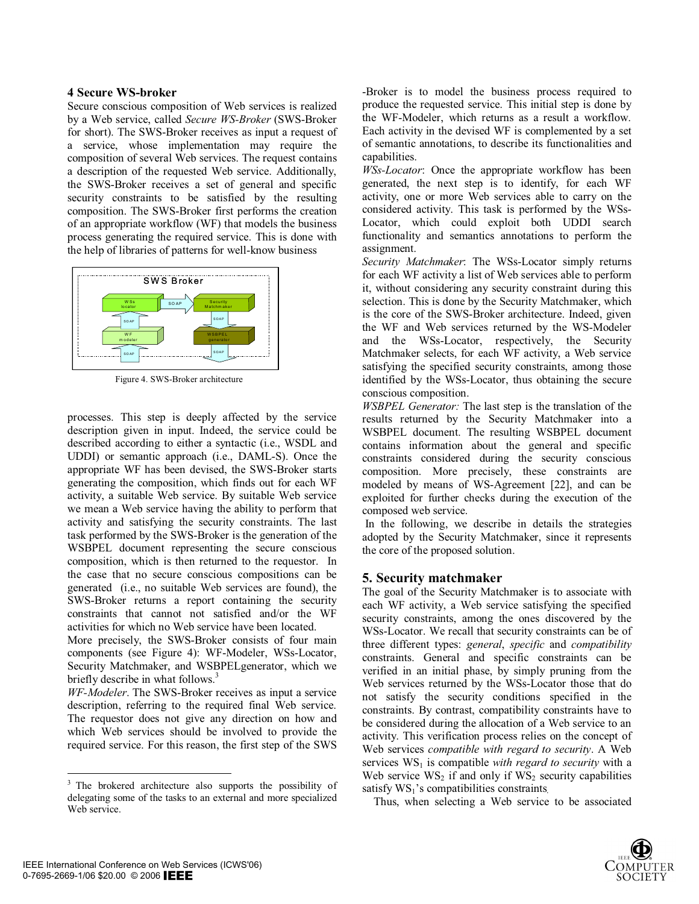## 4 Secure WS-broker

Secure conscious composition of Web services is realized by a Web service, called *Secure WS-Broker* (SWS-Broker for short). The SWS-Broker receives as input a request of a service, whose implementation may require the composition of several Web services. The request contains a description of the requested Web service. Additionally, the SWS-Broker receives a set of general and specific security constraints to be satisfied by the resulting composition. The SWS-Broker first performs the creation of an appropriate workflow (WF) that models the business process generating the required service. This is done with the help of libraries of patterns for well-know business processes. This step is deeply affected by the service description given in input. Indeed, the service could be described according to either a syntactic (i.e., WSDL and UDDI) or semantic approach (i.e., DAML-S). Once the appropriate WF has been devised, the SWS-Broker starts generating the composition, which finds out for each WF activity, a suitable Web service. By suitable Web service we mean a Web service having the ability to perform that activity and satisfying the security constraints. The last task performed by the SWS-Broker is the generation of the WSBPEL document representing the secure conscious composition, which is then returned to the requestor. In the case that no secure conscious compositions can be generated (i.e., no suitable Web services are found), the SWS-Broker returns a report containing the security constraints that cannot not satisfied and/or the WF activities for which no Web service have been located.

Figure 4. SWS-Broker architecture

More precisely, the SWS-Broker consists of four main components (see Figure 4): WF-Modeler, WSs-Locator, Security Matchmaker, and WSBPELgenerator, which we briefly describe in what follows.[3]

*WF-Modeler*. The SWS-Broker receives as input a service description, referring to the required final Web service. The requestor does not give any direction on how and which Web services should be involved to provide the required service. For this reason, the first step of the SWS-Broker is to model the business process required to produce the requested service. This initial step is done by the WF-Modeler, which returns as a result a workflow. Each activity in the devised WF is complemented by a set of semantic annotations, to describe its functionalities and capabilities.

*WSs-Locator*: Once the appropriate workflow has been generated, the next step is to identify, for each WF activity, one or more Web services able to carry on the considered activity. This task is performed by the WSs-Locator, which could exploit both UDDI search functionality and semantics annotations to perform the assignment.

*Security Matchmaker*: The WSs-Locator simply returns for each WF activity a list of Web services able to perform it, without considering any security constraint during this selection. This is done by the Security Matchmaker, which is the core of the SWS-Broker architecture. Indeed, given the WF and Web services returned by the WS-Modeler and the WSs-Locator, respectively, the Security Matchmaker selects, for each WF activity, a Web service satisfying the specified security constraints, among those identified by the WSs-Locator, thus obtaining the secure conscious composition.

*WSBPEL Generator:* The last step is the translation of the results returned by the Security Matchmaker into a WSBPEL document. The resulting WSBPEL document contains information about the general and specific constraints considered during the security conscious composition. More precisely, these constraints are modeled by means of WS-Agreement [22], and can be exploited for further checks during the execution of the composed web service.

In the following, we describe in details the strategies adopted by the Security Matchmaker, since it represents the core of the proposed solution.

## 5. Security matchmaker

The goal of the Security Matchmaker is to associate with each WF activity, a Web service satisfying the specified security constraints, among the ones discovered by the WSs-Locator. We recall that security constraints can be of three different types: *general*, *specific* and *compatibility* constraints. General and specific constraints can be verified in an initial phase, by simply pruning from the Web services returned by the WSs-Locator those that do not satisfy the security conditions specified in the constraints. By contrast, compatibility constraints have to be considered during the allocation of a Web service to an activity. This verification process relies on the concept of Web services *compatible with regard to security*. A Web services $WS_1$ is compatible *with regard to security* with a Web service $WS_2$ if and only if $WS_2$ security capabilities satisfy $WS_1$'s compatibilities constraints.

Thus, when selecting a Web service to be associated

[3] The brokered architecture also supports the possibility of delegating some of the tasks to an external and more specialized Web service.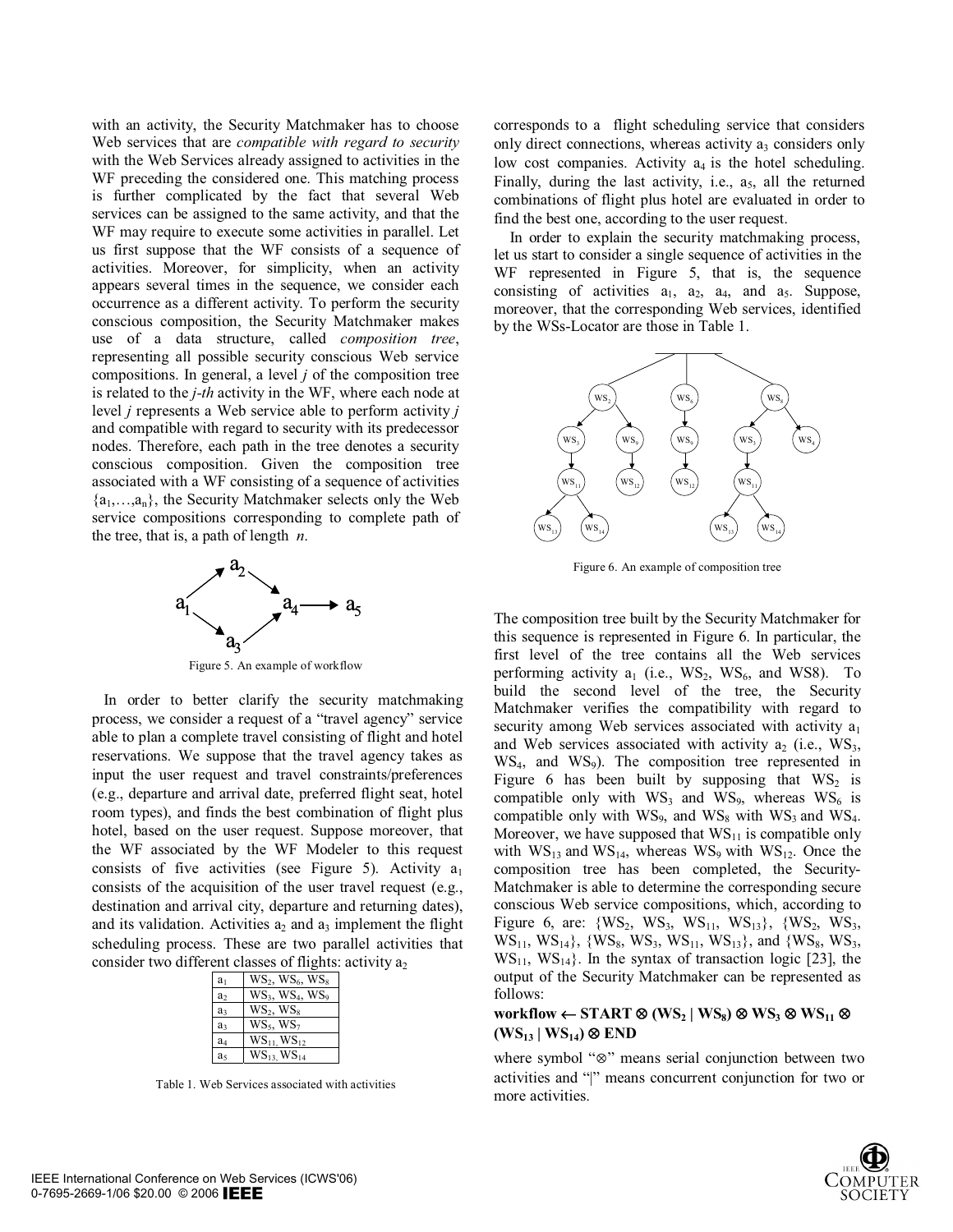with an activity, the Security Matchmaker has to choose Web services that are *compatible with regard to security* with the Web Services already assigned to activities in the WF preceding the considered one. This matching process is further complicated by the fact that several Web services can be assigned to the same activity, and that the WF may require to execute some activities in parallel. Let us first suppose that the WF consists of a sequence of activities. Moreover, for simplicity, when an activity appears several times in the sequence, we consider each occurrence as a different activity. To perform the security conscious composition, the Security Matchmaker makes use of a data structure, called *composition tree*, representing all possible security conscious Web service compositions. In general, a level $j$ of the composition tree is related to the $j$-*th* activity in the WF, where each node at level $j$ represents a Web service able to perform activity $j$ and compatible with regard to security with its predecessor nodes. Therefore, each path in the tree denotes a security conscious composition. Given the composition tree associated with a WF consisting of a sequence of activities $\{a_1,\ldots,a_n\}$, the Security Matchmaker selects only the Web service compositions corresponding to complete path of the tree, that is, a path of length $n$.

a1
a2
a3
a4
a5

Figure 5. An example of workflow

In order to better clarify the security matchmaking process, we consider a request of a "travel agency" service able to plan a complete travel consisting of flight and hotel reservations. We suppose that the travel agency takes as input the user request and travel constraints/preferences (e.g., departure and arrival date, preferred flight seat, hotel room types), and finds the best combination of flight plus hotel, based on the user request. Suppose moreover, that the WF associated by the WF Modeler to this request consists of five activities (see Figure 5). Activity $a_1$ consists of the acquisition of the user travel request (e.g., destination and arrival city, departure and returning dates), and its validation. Activities $a_2$ and $a_3$ implement the flight scheduling process. These are two parallel activities that consider two different classes of flights: activity $a_2$ corresponds to a flight scheduling service that considers only direct connections, whereas activity $a_3$ considers only low cost companies. Activity $a_4$ is the hotel scheduling. Finally, during the last activity, i.e., $a_5$, all the returned combinations of flight plus hotel are evaluated in order to find the best one, according to the user request.

| | |
|---|---|
| $a_1$ | $WS_2$, $WS_6$, $WS_8$ |
| $a_2$ | $WS_3$, $WS_4$, $WS_9$ |
| $a_3$ | $WS_2$, $WS_8$ |
| $a_3$ | $WS_5$, $WS_7$ |
| $a_4$ | $WS_{11}$, $WS_{12}$ |
| $a_5$ | $WS_{13}$, $WS_{14}$ |

Table 1. Web Services associated with activities

In order to explain the security matchmaking process, let us start to consider a single sequence of activities in the WF represented in Figure 5, that is, the sequence consisting of activities $a_1$, $a_2$, $a_4$, and $a_5$. Suppose, moreover, that the corresponding Web services, identified by the WSs-Locator are those in Table 1.

WS2
WS6
WS8
WS3
WS9
WS9
WS3
WS4
WS11
WS12
WS12
WS11
WS13
WS14
WS13
WS14

Figure 6. An example of composition tree

The composition tree built by the Security Matchmaker for this sequence is represented in Figure 6. In particular, the first level of the tree contains all the Web services performing activity $a_1$ (i.e., $WS_2$, $WS_6$, and WS8). To build the second level of the tree, the Security Matchmaker verifies the compatibility with regard to security among Web services associated with activity $a_1$ and Web services associated with activity $a_2$ (i.e., $WS_3$, $WS_4$, and $WS_9$). The composition tree represented in Figure 6 has been built by supposing that $WS_2$ is compatible only with $WS_3$ and $WS_9$, whereas $WS_6$ is compatible only with $WS_9$, and $WS_8$ with $WS_3$ and $WS_4$. Moreover, we have supposed that $WS_{11}$ is compatible only with $WS_{13}$ and $WS_{14}$, whereas $WS_9$ with $WS_{12}$. Once the composition tree has been completed, the Security-Matchmaker is able to determine the corresponding secure conscious Web service compositions, which, according to Figure 6, are: $\{WS_2, WS_3, WS_{11}, WS_{13}\}$, $\{WS_2, WS_3, WS_{11}, WS_{14}\}$, $\{WS_8, WS_3, WS_{11}, WS_{13}\}$, and $\{WS_8, WS_3, WS_{11}, WS_{14}\}$. In the syntax of transaction logic [23], the output of the Security Matchmaker can be represented as follows:

$$\textbf{workflow} \leftarrow \textbf{START} \otimes (\textbf{WS}_2 \mid \textbf{WS}_8) \otimes \textbf{WS}_3 \otimes \textbf{WS}_{11} \otimes (\textbf{WS}_{13} \mid \textbf{WS}_{14}) \otimes \textbf{END}$$

where symbol "$\otimes$" means serial conjunction between two activities and "|" means concurrent conjunction for two or more activities.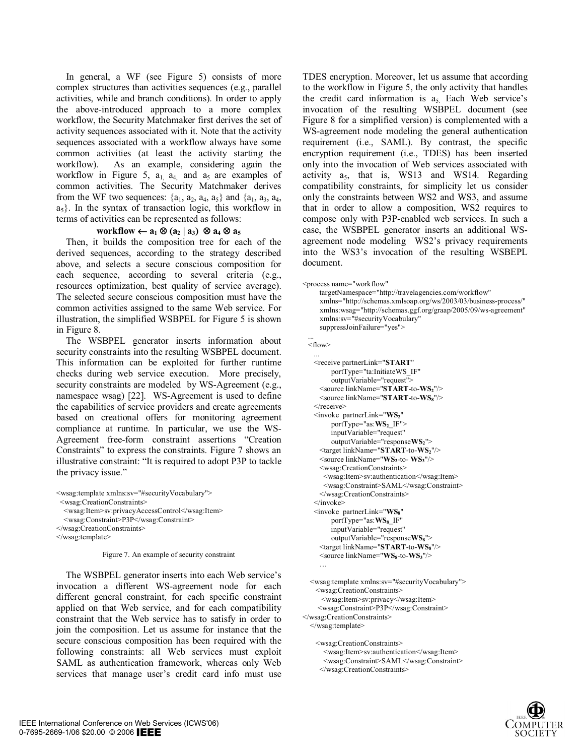In general, a WF (see Figure 5) consists of more complex structures than activities sequences (e.g., parallel activities, while and branch conditions). In order to apply the above-introduced approach to a more complex workflow, the Security Matchmaker first derives the set of activity sequences associated with it. Note that the activity sequences associated with a workflow always have some common activities (at least the activity starting the workflow). As an example, considering again the workflow in Figure 5, $a_1$, $a_4$, and $a_5$ are examples of common activities. The Security Matchmaker derives from the WF two sequences: $\{a_1, a_2, a_4, a_5\}$ and $\{a_1, a_3, a_4, a_5\}$. In the syntax of transaction logic, this workflow in terms of activities can be represented as follows:

$$\textbf{workflow} \leftarrow a_1 \otimes (a_2 \mid a_3) \otimes a_4 \otimes a_5$$

Then, it builds the composition tree for each of the derived sequences, according to the strategy described above, and selects a secure conscious composition for each sequence, according to several criteria (e.g., resources optimization, best quality of service average). The selected secure conscious composition must have the common activities assigned to the same Web service. For illustration, the simplified WSBPEL for Figure 5 is shown in Figure 8.

The WSBPEL generator inserts information about security constraints into the resulting WSBPEL document. This information can be exploited for further runtime checks during web service execution. More precisely, security constraints are modeled by WS-Agreement (e.g., namespace wsag) [22]. WS-Agreement is used to define the capabilities of service providers and create agreements based on creational offers for monitoring agreement compliance at runtime. In particular, we use the WS-Agreement free-form constraint assertions "Creation Constraints" to express the constraints. Figure 7 shows an illustrative constraint: "It is required to adopt P3P to tackle the privacy issue."

```
<wsag:template xmlns:sv="#securityVocabulary">
  <wsag:CreationConstraints>
    <wsag:Item>sv:privacyAccessControl</wsag:Item>
    <wsag:Constraint>P3P</wsag:Constraint>
</wsag:CreationConstraints>
</wsag:template>
```

Figure 7. An example of security constraint

The WSBPEL generator inserts into each Web service's invocation a different WS-agreement node for each different general constraint, for each specific constraint applied on that Web service, and for each compatibility constraint that the Web service has to satisfy in order to join the composition. Let us assume for instance that the secure conscious composition has been required with the following constraints: all Web services must exploit SAML as authentication framework, whereas only Web services that manage user's credit card info must use TDES encryption. Moreover, let us assume that according to the workflow in Figure 5, the only activity that handles the credit card information is $a_5$. Each Web service's invocation of the resulting WSBPEL document (see Figure 8 for a simplified version) is complemented with a WS-agreement node modeling the general authentication requirement (i.e., SAML). By contrast, the specific encryption requirement (i.e., TDES) has been inserted only into the invocation of Web services associated with activity $a_5$, that is, WS13 and WS14. Regarding compatibility constraints, for simplicity let us consider only the constraints between WS2 and WS3, and assume that in order to allow a composition, WS2 requires to compose only with P3P-enabled web services. In such a case, the WSBPEL generator inserts an additional WS-agreement node modeling WS2's privacy requirements into the WS3's invocation of the resulting WSBEPL document.

```
<process name="workflow"
      targetNamespace="http://travelagencies.com/workflow"
      xmlns="http://schemas.xmlsoap.org/ws/2003/03/business-process/"
      xmlns:wsag="http://schemas.ggf.org/graap/2005/09/ws-agreement"
      xmlns:sv="#securityVocabulary"
      suppressJoinFailure="yes">
  ...
  <flow>
    ...
    <receive partnerLink="START"
           portType="ta:InitiateWS_IF"
           outputVariable="request">
      <source linkName="START-to-WS2"/>
      <source linkName="START-to-WS8"/>
    </receive>
    <invoke  partnerLink="WS2"
           portType="as:WS2_IF"
           inputVariable="request"
           outputVariable="responseWS2">
      <target linkName="START-to-WS2"/>
      <source linkName="WS2-to- WS3"/>
      <wsag:CreationConstraints>
        <wsag:Item>sv:authentication</wsag:Item>
        <wsag:Constraint>SAML</wsag:Constraint>
      </wsag:CreationConstraints>
    </invoke>
    <invoke  partnerLink="WS8"
           portType="as:WS8_IF"
           inputVariable="request"
           outputVariable="responseWS8">
      <target linkName="START-to-WS8"/>
      <source linkName="WS8-to-WS3"/>
      …

   <wsag:template xmlns:sv="#securityVocabulary">
     <wsag:CreationConstraints>
       <wsag:Item>sv:privacy</wsag:Item>
     <wsag:Constraint>P3P</wsag:Constraint>
</wsag:CreationConstraints>
   </wsag:template>

     <wsag:CreationConstraints>
       <wsag:Item>sv:authentication</wsag:Item>
       <wsag:Constraint>SAML</wsag:Constraint>
     </wsag:CreationConstraints>
```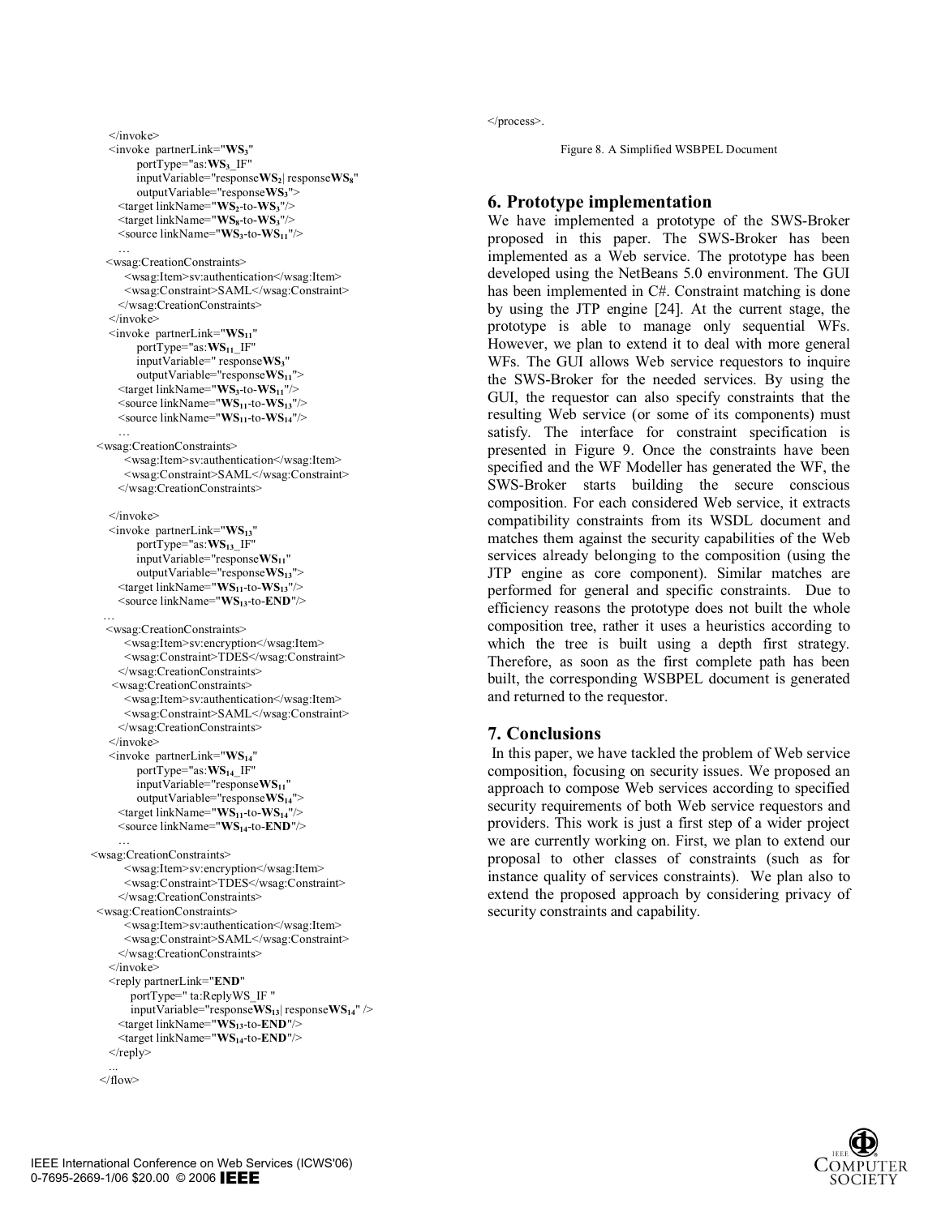```
  </invoke>
  <invoke partnerLink="WS3"
        portType="as:WS3_IF"
        inputVariable="responseWS2| responseWS8"
        outputVariable="responseWS3">
    <target linkName="WS2-to-WS3"/>
    <target linkName="WS8-to-WS3"/>
    <source linkName="WS3-to-WS11"/>
    …
  <wsag:CreationConstraints>
      <wsag:Item>sv:authentication</wsag:Item>
      <wsag:Constraint>SAML</wsag:Constraint>
    </wsag:CreationConstraints>
  </invoke>
  <invoke partnerLink="WS11"
        portType="as:WS11_IF"
        inputVariable=" responseWS3"
        outputVariable="responseWS11">
    <target linkName="WS3-to-WS11"/>
    <source linkName="WS11-to-WS13"/>
    <source linkName="WS11-to-WS14"/>
    …
 <wsag:CreationConstraints>
      <wsag:Item>sv:authentication</wsag:Item>
      <wsag:Constraint>SAML</wsag:Constraint>
    </wsag:CreationConstraints>

  </invoke>
  <invoke partnerLink="WS13"
        portType="as:WS13_IF"
        inputVariable="responseWS11"
        outputVariable="responseWS13">
    <target linkName="WS11-to-WS13"/>
    <source linkName="WS13-to-END"/>
  …
  <wsag:CreationConstraints>
      <wsag:Item>sv:encryption</wsag:Item>
      <wsag:Constraint>TDES</wsag:Constraint>
    </wsag:CreationConstraints>
   <wsag:CreationConstraints>
      <wsag:Item>sv:authentication</wsag:Item>
      <wsag:Constraint>SAML</wsag:Constraint>
    </wsag:CreationConstraints>
  </invoke>
  <invoke partnerLink="WS14"
        portType="as:WS14_IF"
        inputVariable="responseWS11"
        outputVariable="responseWS14">
    <target linkName="WS11-to-WS14"/>
    <source linkName="WS14-to-END"/>
    …
<wsag:CreationConstraints>
      <wsag:Item>sv:encryption</wsag:Item>
      <wsag:Constraint>TDES</wsag:Constraint>
    </wsag:CreationConstraints>
 <wsag:CreationConstraints>
      <wsag:Item>sv:authentication</wsag:Item>
      <wsag:Constraint>SAML</wsag:Constraint>
    </wsag:CreationConstraints>
  </invoke>
  <reply partnerLink="END"
      portType=" ta:ReplyWS_IF "
      inputVariable="responseWS13| responseWS14" />
    <target linkName="WS13-to-END"/>
    <target linkName="WS14-to-END"/>
  </reply>
  ...
 </flow>
</process>.
```

Figure 8. A Simplified WSBPEL Document

## 6. Prototype implementation

We have implemented a prototype of the SWS-Broker proposed in this paper. The SWS-Broker has been implemented as a Web service. The prototype has been developed using the NetBeans 5.0 environment. The GUI has been implemented in C#. Constraint matching is done by using the JTP engine [24]. At the current stage, the prototype is able to manage only sequential WFs. However, we plan to extend it to deal with more general WFs. The GUI allows Web service requestors to inquire the SWS-Broker for the needed services. By using the GUI, the requestor can also specify constraints that the resulting Web service (or some of its components) must satisfy. The interface for constraint specification is presented in Figure 9. Once the constraints have been specified and the WF Modeller has generated the WF, the SWS-Broker starts building the secure conscious composition. For each considered Web service, it extracts compatibility constraints from its WSDL document and matches them against the security capabilities of the Web services already belonging to the composition (using the JTP engine as core component). Similar matches are performed for general and specific constraints. Due to efficiency reasons the prototype does not built the whole composition tree, rather it uses a heuristics according to which the tree is built using a depth first strategy. Therefore, as soon as the first complete path has been built, the corresponding WSBPEL document is generated and returned to the requestor.

## 7. Conclusions

In this paper, we have tackled the problem of Web service composition, focusing on security issues. We proposed an approach to compose Web services according to specified security requirements of both Web service requestors and providers. This work is just a first step of a wider project we are currently working on. First, we plan to extend our proposal to other classes of constraints (such as for instance quality of services constraints). We plan also to extend the proposed approach by considering privacy of security constraints and capability.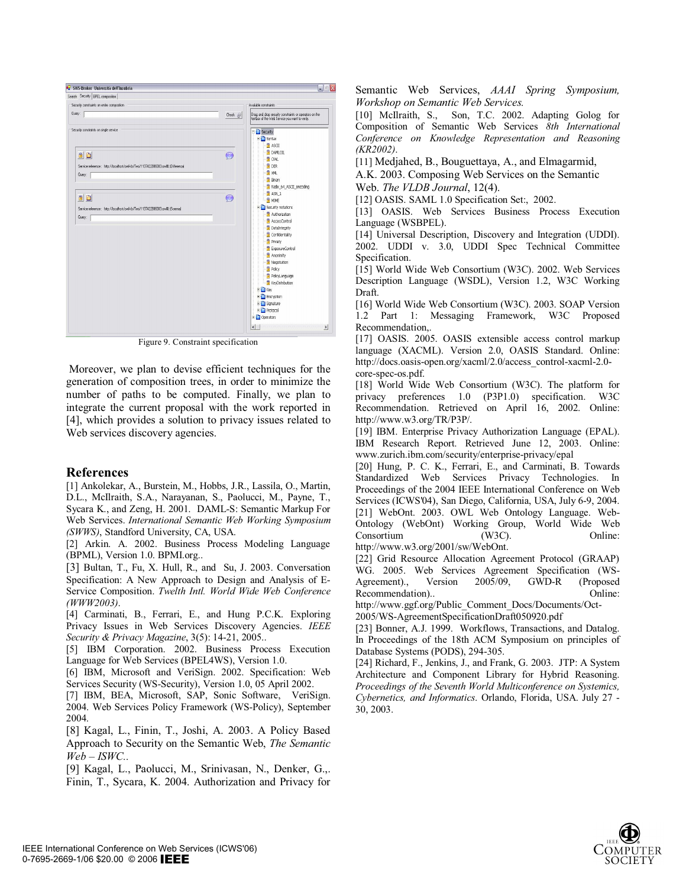Figure 9. Constraint specification

Moreover, we plan to devise efficient techniques for the generation of composition trees, in order to minimize the number of paths to be computed. Finally, we plan to integrate the current proposal with the work reported in [4], which provides a solution to privacy issues related to Web services discovery agencies.

## References

[1] Ankolekar, A., Burstein, M., Hobbs, J.R., Lassila, O., Martin, D.L., McIlraith, S.A., Narayanan, S., Paolucci, M., Payne, T., Sycara K., and Zeng, H. 2001. DAML-S: Semantic Markup For Web Services. *International Semantic Web Working Symposium (SWWS)*, Standford University, CA, USA.

[2] Arkin. A. 2002. Business Process Modeling Language (BPML), Version 1.0. BPMI.org..

[3] Bultan, T., Fu, X. Hull, R., and Su, J. 2003. Conversation Specification: A New Approach to Design and Analysis of E-Service Composition. *Twelth Intl. World Wide Web Conference (WWW2003)*.

[4] Carminati, B., Ferrari, E., and Hung P.C.K. Exploring Privacy Issues in Web Services Discovery Agencies. *IEEE Security & Privacy Magazine*, 3(5): 14-21, 2005..

[5] IBM Corporation. 2002. Business Process Execution Language for Web Services (BPEL4WS), Version 1.0.

[6] IBM, Microsoft and VeriSign. 2002. Specification: Web Services Security (WS-Security), Version 1.0, 05 April 2002.

[7] IBM, BEA, Microsoft, SAP, Sonic Software, VeriSign. 2004. Web Services Policy Framework (WS-Policy), September 2004.

[8] Kagal, L., Finin, T., Joshi, A. 2003. A Policy Based Approach to Security on the Semantic Web, *The Semantic Web – ISWC.*.

[9] Kagal, L., Paolucci, M., Srinivasan, N., Denker, G.,. Finin, T., Sycara, K. 2004. Authorization and Privacy for Semantic Web Services, *AAAI Spring Symposium, Workshop on Semantic Web Services.*

[10] McIlraith, S., Son, T.C. 2002. Adapting Golog for Composition of Semantic Web Services *8th International Conference on Knowledge Representation and Reasoning (KR2002)*.

[11] Medjahed, B., Bouguettaya, A., and Elmagarmid, A.K. 2003. Composing Web Services on the Semantic Web. *The VLDB Journal*, 12(4).

[12] OASIS. SAML 1.0 Specification Set:, 2002.

[13] OASIS. Web Services Business Process Execution Language (WSBPEL).

[14] Universal Description, Discovery and Integration (UDDI). 2002. UDDI v. 3.0, UDDI Spec Technical Committee Specification.

[15] World Wide Web Consortium (W3C). 2002. Web Services Description Language (WSDL), Version 1.2, W3C Working Draft.

[16] World Wide Web Consortium (W3C). 2003. SOAP Version 1.2 Part 1: Messaging Framework, W3C Proposed Recommendation,.

[17] OASIS. 2005. OASIS extensible access control markup language (XACML). Version 2.0, OASIS Standard. Online: http://docs.oasis-open.org/xacml/2.0/access_control-xacml-2.0-core-spec-os.pdf.

[18] World Wide Web Consortium (W3C). The platform for privacy preferences 1.0 (P3P1.0) specification. W3C Recommendation. Retrieved on April 16, 2002. Online: http://www.w3.org/TR/P3P/.

[19] IBM. Enterprise Privacy Authorization Language (EPAL). IBM Research Report. Retrieved June 12, 2003. Online: www.zurich.ibm.com/security/enterprise-privacy/epal

[20] Hung, P. C. K., Ferrari, E., and Carminati, B. Towards Standardized Web Services Privacy Technologies. In Proceedings of the 2004 IEEE International Conference on Web Services (ICWS'04), San Diego, California, USA, July 6-9, 2004.

[21] WebOnt. 2003. OWL Web Ontology Language. Web-Ontology (WebOnt) Working Group, World Wide Web Consortium (W3C). Online: http://www.w3.org/2001/sw/WebOnt.

[22] Grid Resource Allocation Agreement Protocol (GRAAP) WG. 2005. Web Services Agreement Specification (WS-Agreement)., Version 2005/09, GWD-R (Proposed Recommendation).. Online: http://www.ggf.org/Public_Comment_Docs/Documents/Oct-2005/WS-AgreementSpecificationDraft050920.pdf

[23] Bonner, A.J. 1999. Workflows, Transactions, and Datalog. In Proceedings of the 18th ACM Symposium on principles of Database Systems (PODS), 294-305.

[24] Richard, F., Jenkins, J., and Frank, G. 2003. JTP: A System Architecture and Component Library for Hybrid Reasoning. *Proceedings of the Seventh World Multiconference on Systemics, Cybernetics, and Informatics*. Orlando, Florida, USA. July 27 - 30, 2003.